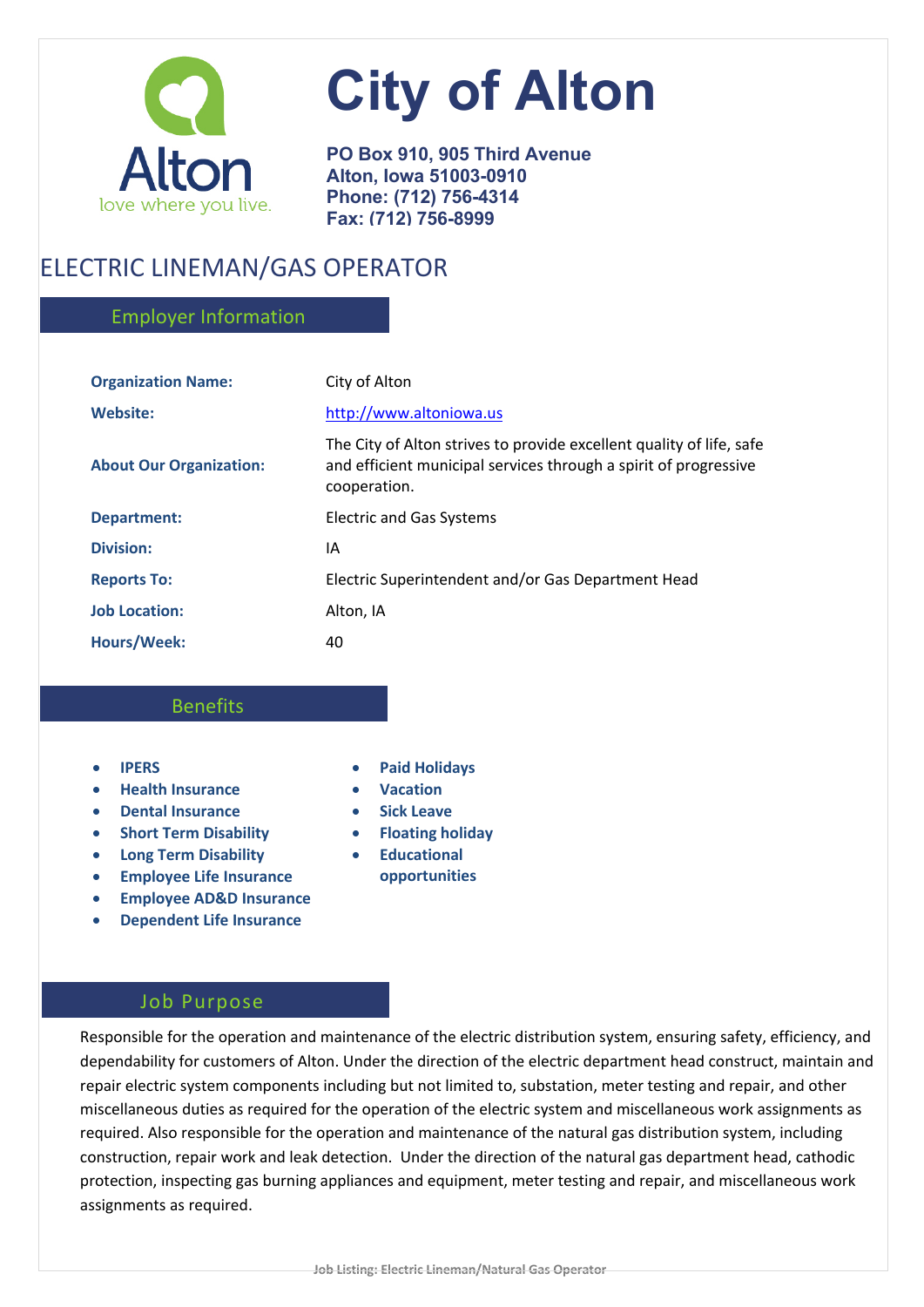# City of Alton

**PO Box 910, 905 Third Avenue**
**Alton, Iowa 51003-0910**
**Phone: (712) 756-4314**
**Fax: (712) 756-8999**

## ELECTRIC LINEMAN/GAS OPERATOR

### Employer Information

| | |
|---|---|
| **Organization Name:** | City of Alton |
| **Website:** | http://www.altoniowa.us |
| **About Our Organization:** | The City of Alton strives to provide excellent quality of life, safe and efficient municipal services through a spirit of progressive cooperation. |
| **Department:** | Electric and Gas Systems |
| **Division:** | IA |
| **Reports To:** | Electric Superintendent and/or Gas Department Head |
| **Job Location:** | Alton, IA |
| **Hours/Week:** | 40 |

### Benefits

- **IPERS**
- **Health Insurance**
- **Dental Insurance**
- **Short Term Disability**
- **Long Term Disability**
- **Employee Life Insurance**
- **Employee AD&D Insurance**
- **Dependent Life Insurance**
- **Paid Holidays**
- **Vacation**
- **Sick Leave**
- **Floating holiday**
- **Educational opportunities**

### Job Purpose

Responsible for the operation and maintenance of the electric distribution system, ensuring safety, efficiency, and dependability for customers of Alton. Under the direction of the electric department head construct, maintain and repair electric system components including but not limited to, substation, meter testing and repair, and other miscellaneous duties as required for the operation of the electric system and miscellaneous work assignments as required. Also responsible for the operation and maintenance of the natural gas distribution system, including construction, repair work and leak detection. Under the direction of the natural gas department head, cathodic protection, inspecting gas burning appliances and equipment, meter testing and repair, and miscellaneous work assignments as required.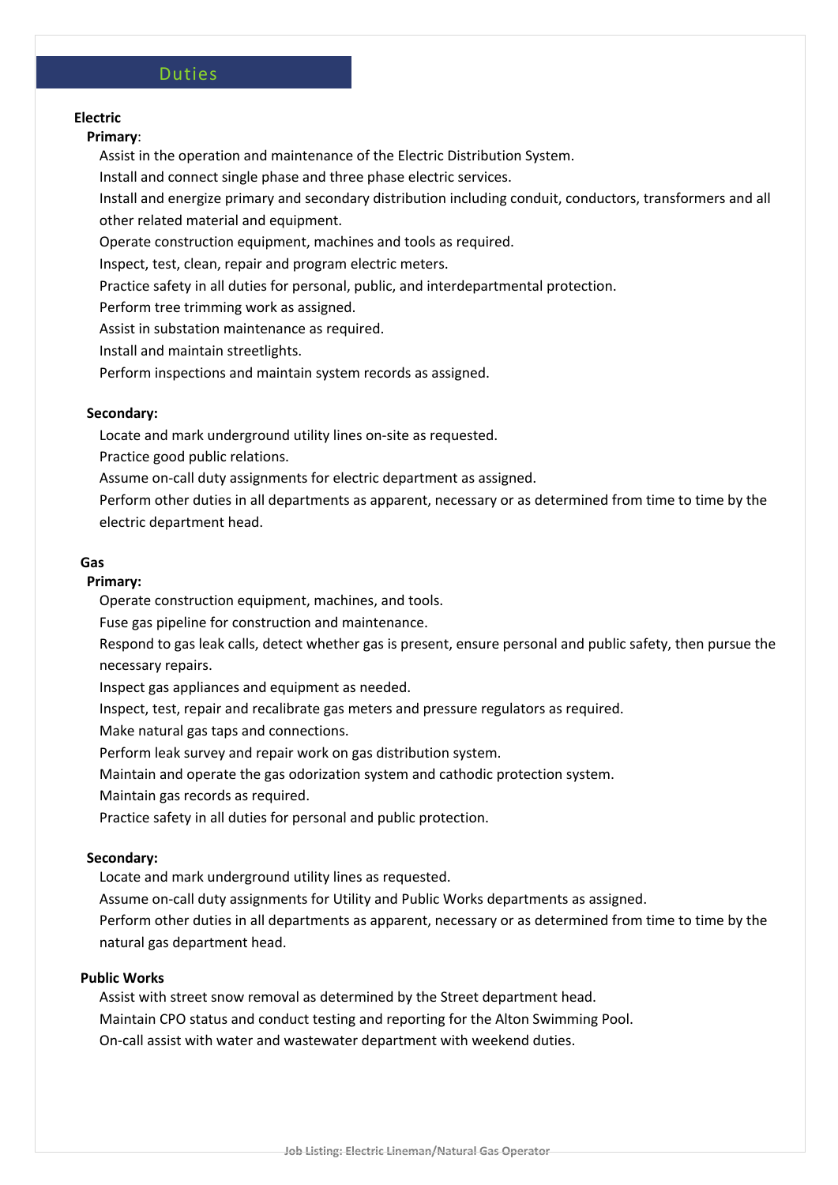## Duties

### Electric

**Primary**:

Assist in the operation and maintenance of the Electric Distribution System.

Install and connect single phase and three phase electric services.

Install and energize primary and secondary distribution including conduit, conductors, transformers and all other related material and equipment.

Operate construction equipment, machines and tools as required.

Inspect, test, clean, repair and program electric meters.

Practice safety in all duties for personal, public, and interdepartmental protection.

Perform tree trimming work as assigned.

Assist in substation maintenance as required.

Install and maintain streetlights.

Perform inspections and maintain system records as assigned.

**Secondary:**

Locate and mark underground utility lines on-site as requested.

Practice good public relations.

Assume on-call duty assignments for electric department as assigned.

Perform other duties in all departments as apparent, necessary or as determined from time to time by the electric department head.

### Gas

**Primary:**

Operate construction equipment, machines, and tools.

Fuse gas pipeline for construction and maintenance.

Respond to gas leak calls, detect whether gas is present, ensure personal and public safety, then pursue the necessary repairs.

Inspect gas appliances and equipment as needed.

Inspect, test, repair and recalibrate gas meters and pressure regulators as required.

Make natural gas taps and connections.

Perform leak survey and repair work on gas distribution system.

Maintain and operate the gas odorization system and cathodic protection system.

Maintain gas records as required.

Practice safety in all duties for personal and public protection.

**Secondary:**

Locate and mark underground utility lines as requested.

Assume on-call duty assignments for Utility and Public Works departments as assigned.

Perform other duties in all departments as apparent, necessary or as determined from time to time by the natural gas department head.

### Public Works

Assist with street snow removal as determined by the Street department head.

Maintain CPO status and conduct testing and reporting for the Alton Swimming Pool.

On-call assist with water and wastewater department with weekend duties.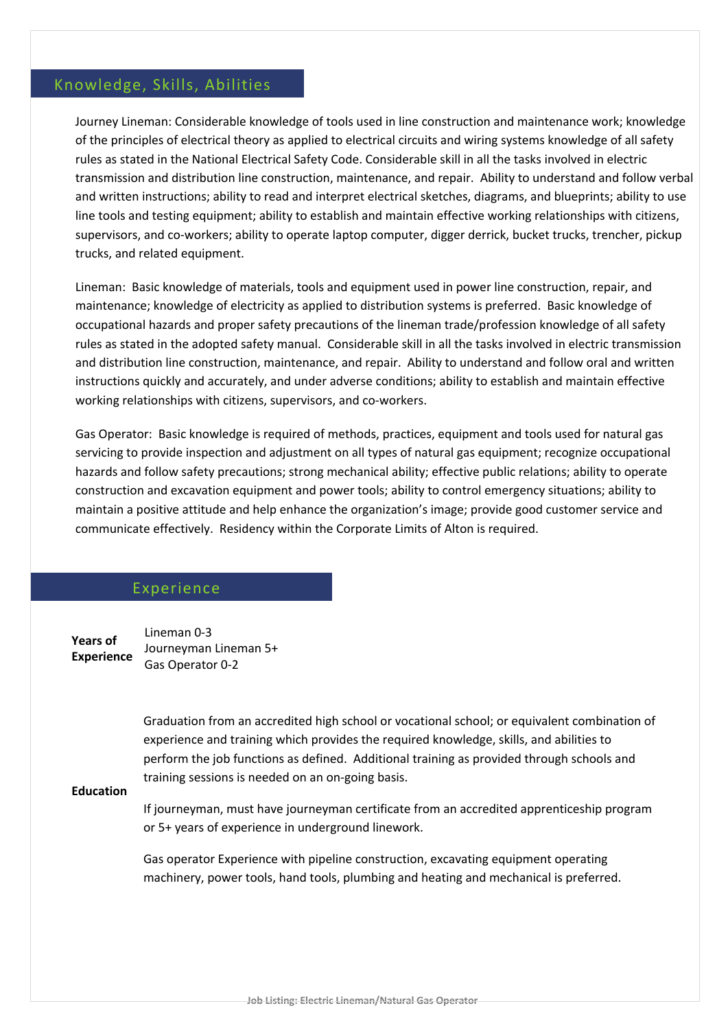## Knowledge, Skills, Abilities

Journey Lineman: Considerable knowledge of tools used in line construction and maintenance work; knowledge of the principles of electrical theory as applied to electrical circuits and wiring systems knowledge of all safety rules as stated in the National Electrical Safety Code. Considerable skill in all the tasks involved in electric transmission and distribution line construction, maintenance, and repair. Ability to understand and follow verbal and written instructions; ability to read and interpret electrical sketches, diagrams, and blueprints; ability to use line tools and testing equipment; ability to establish and maintain effective working relationships with citizens, supervisors, and co-workers; ability to operate laptop computer, digger derrick, bucket trucks, trencher, pickup trucks, and related equipment.

Lineman: Basic knowledge of materials, tools and equipment used in power line construction, repair, and maintenance; knowledge of electricity as applied to distribution systems is preferred. Basic knowledge of occupational hazards and proper safety precautions of the lineman trade/profession knowledge of all safety rules as stated in the adopted safety manual. Considerable skill in all the tasks involved in electric transmission and distribution line construction, maintenance, and repair. Ability to understand and follow oral and written instructions quickly and accurately, and under adverse conditions; ability to establish and maintain effective working relationships with citizens, supervisors, and co-workers.

Gas Operator: Basic knowledge is required of methods, practices, equipment and tools used for natural gas servicing to provide inspection and adjustment on all types of natural gas equipment; recognize occupational hazards and follow safety precautions; strong mechanical ability; effective public relations; ability to operate construction and excavation equipment and power tools; ability to control emergency situations; ability to maintain a positive attitude and help enhance the organization's image; provide good customer service and communicate effectively. Residency within the Corporate Limits of Alton is required.

## Experience

**Years of Experience**

Lineman 0-3
Journeyman Lineman 5+
Gas Operator 0-2

**Education**

Graduation from an accredited high school or vocational school; or equivalent combination of experience and training which provides the required knowledge, skills, and abilities to perform the job functions as defined. Additional training as provided through schools and training sessions is needed on an on-going basis.

If journeyman, must have journeyman certificate from an accredited apprenticeship program or 5+ years of experience in underground linework.

Gas operator Experience with pipeline construction, excavating equipment operating machinery, power tools, hand tools, plumbing and heating and mechanical is preferred.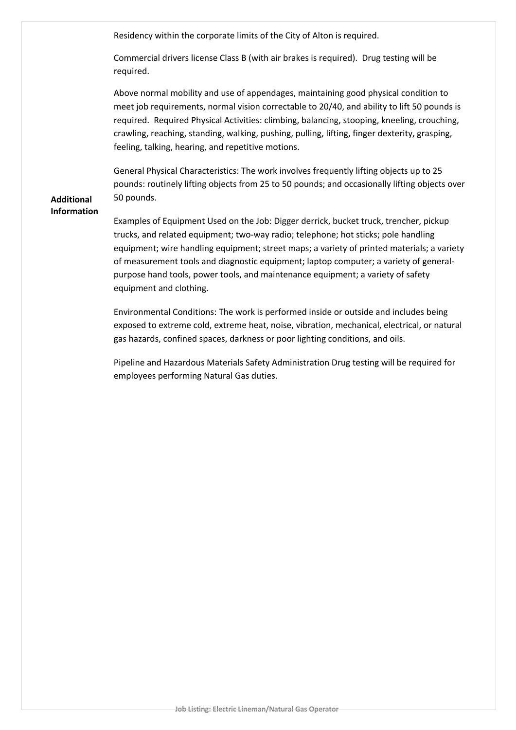**Additional Information**

Residency within the corporate limits of the City of Alton is required.

Commercial drivers license Class B (with air brakes is required). Drug testing will be required.

Above normal mobility and use of appendages, maintaining good physical condition to meet job requirements, normal vision correctable to 20/40, and ability to lift 50 pounds is required. Required Physical Activities: climbing, balancing, stooping, kneeling, crouching, crawling, reaching, standing, walking, pushing, pulling, lifting, finger dexterity, grasping, feeling, talking, hearing, and repetitive motions.

General Physical Characteristics: The work involves frequently lifting objects up to 25 pounds: routinely lifting objects from 25 to 50 pounds; and occasionally lifting objects over 50 pounds.

Examples of Equipment Used on the Job: Digger derrick, bucket truck, trencher, pickup trucks, and related equipment; two-way radio; telephone; hot sticks; pole handling equipment; wire handling equipment; street maps; a variety of printed materials; a variety of measurement tools and diagnostic equipment; laptop computer; a variety of general-purpose hand tools, power tools, and maintenance equipment; a variety of safety equipment and clothing.

Environmental Conditions: The work is performed inside or outside and includes being exposed to extreme cold, extreme heat, noise, vibration, mechanical, electrical, or natural gas hazards, confined spaces, darkness or poor lighting conditions, and oils.

Pipeline and Hazardous Materials Safety Administration Drug testing will be required for employees performing Natural Gas duties.